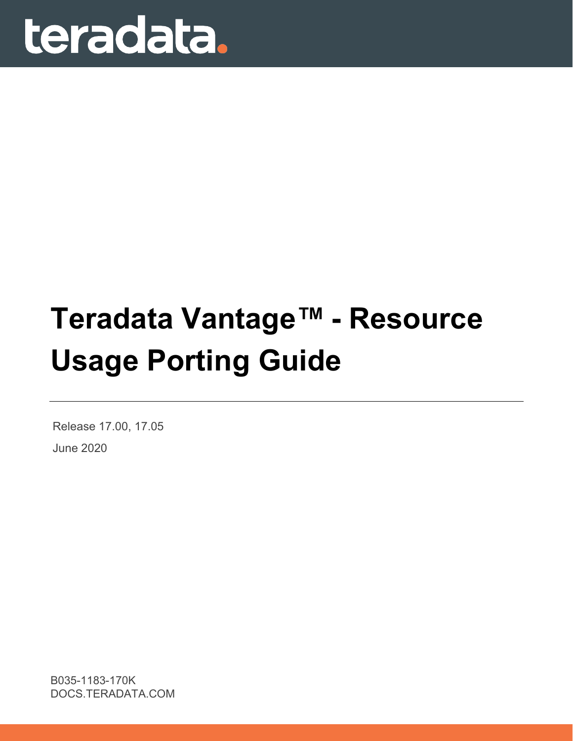teradata.

# Teradata Vantage™ - Resource Usage Porting Guide

Release 17.00, 17.05

June 2020

B035-1183-170K

DOCS.TERADATA.COM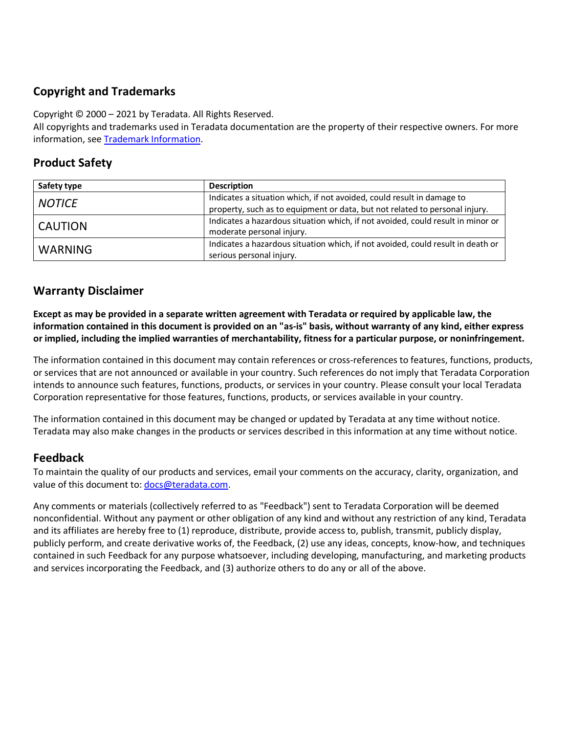## Copyright and Trademarks

Copyright © 2000 – 2021 by Teradata. All Rights Reserved.
All copyrights and trademarks used in Teradata documentation are the property of their respective owners. For more information, see [Trademark Information](Trademark Information).

## Product Safety

| Safety type | Description |
| --- | --- |
| *NOTICE* | Indicates a situation which, if not avoided, could result in damage to property, such as to equipment or data, but not related to personal injury. |
| CAUTION | Indicates a hazardous situation which, if not avoided, could result in minor or moderate personal injury. |
| WARNING | Indicates a hazardous situation which, if not avoided, could result in death or serious personal injury. |

## Warranty Disclaimer

**Except as may be provided in a separate written agreement with Teradata or required by applicable law, the information contained in this document is provided on an "as-is" basis, without warranty of any kind, either express or implied, including the implied warranties of merchantability, fitness for a particular purpose, or noninfringement.**

The information contained in this document may contain references or cross-references to features, functions, products, or services that are not announced or available in your country. Such references do not imply that Teradata Corporation intends to announce such features, functions, products, or services in your country. Please consult your local Teradata Corporation representative for those features, functions, products, or services available in your country.

The information contained in this document may be changed or updated by Teradata at any time without notice. Teradata may also make changes in the products or services described in this information at any time without notice.

## Feedback

To maintain the quality of our products and services, email your comments on the accuracy, clarity, organization, and value of this document to: [docs@teradata.com](mailto:docs@teradata.com).

Any comments or materials (collectively referred to as "Feedback") sent to Teradata Corporation will be deemed nonconfidential. Without any payment or other obligation of any kind and without any restriction of any kind, Teradata and its affiliates are hereby free to (1) reproduce, distribute, provide access to, publish, transmit, publicly display, publicly perform, and create derivative works of, the Feedback, (2) use any ideas, concepts, know-how, and techniques contained in such Feedback for any purpose whatsoever, including developing, manufacturing, and marketing products and services incorporating the Feedback, and (3) authorize others to do any or all of the above.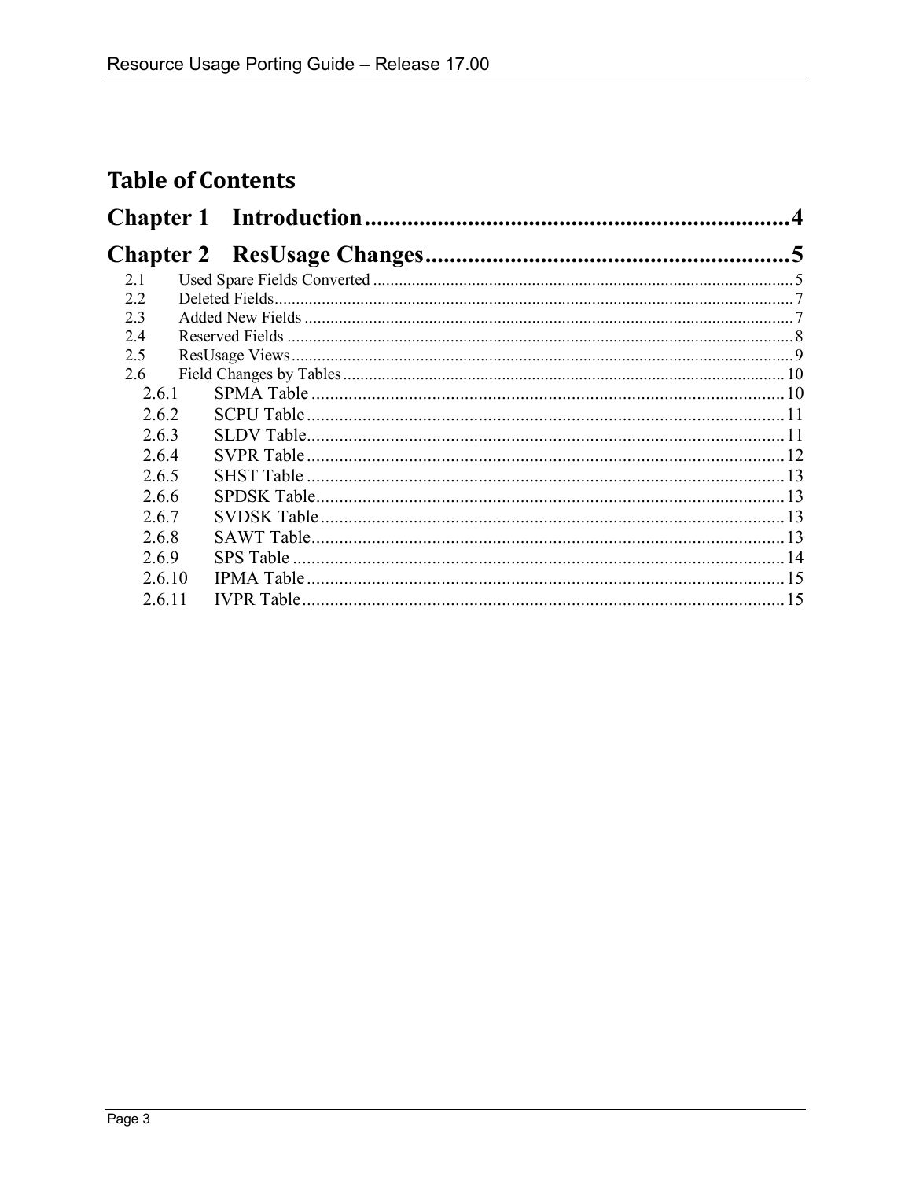# Table of Contents

**Chapter 1 Introduction** ........................................................ 4

**Chapter 2 ResUsage Changes** ................................................ 5

- 2.1 Used Spare Fields Converted ........................................ 5
- 2.2 Deleted Fields ................................................................ 7
- 2.3 Added New Fields ........................................................... 7
- 2.4 Reserved Fields .............................................................. 8
- 2.5 ResUsage Views .............................................................. 9
- 2.6 Field Changes by Tables ................................................. 10
  - 2.6.1 SPMA Table ............................................................ 10
  - 2.6.2 SCPU Table ............................................................ 11
  - 2.6.3 SLDV Table ............................................................. 11
  - 2.6.4 SVPR Table ............................................................. 12
  - 2.6.5 SHST Table ............................................................. 13
  - 2.6.6 SPDSK Table ........................................................... 13
  - 2.6.7 SVDSK Table ........................................................... 13
  - 2.6.8 SAWT Table ............................................................ 13
  - 2.6.9 SPS Table ............................................................... 14
  - 2.6.10 IPMA Table ........................................................... 15
  - 2.6.11 IVPR Table ........................................................... 15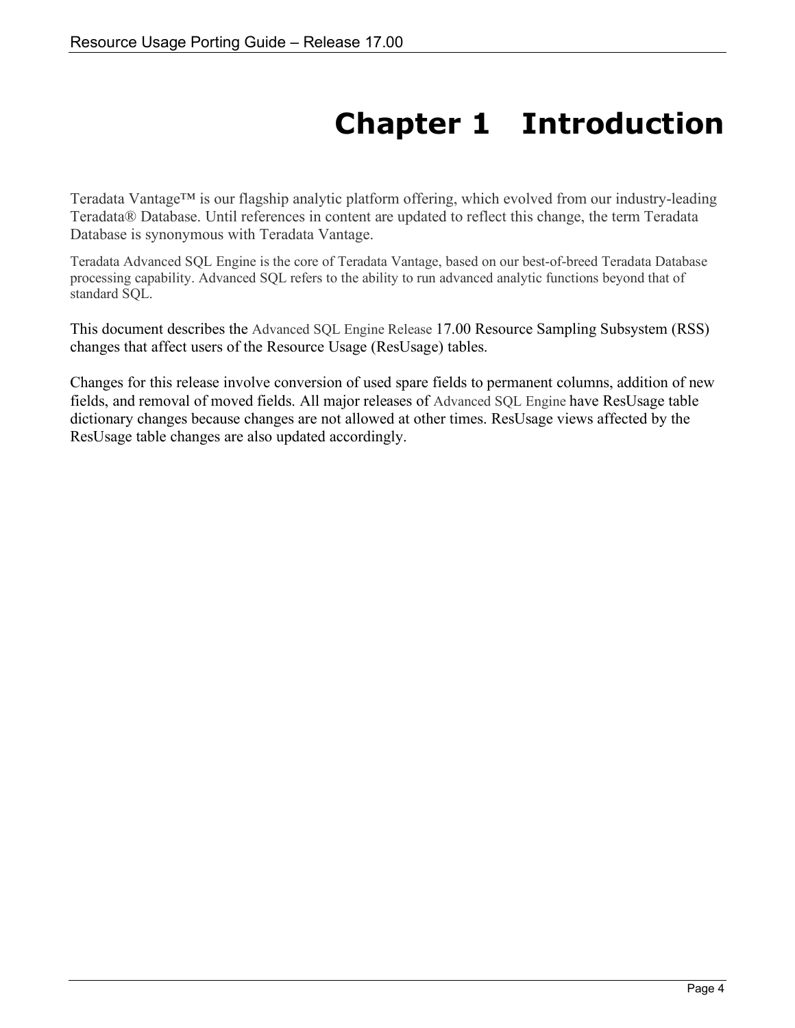# Chapter 1 Introduction

Teradata Vantage™ is our flagship analytic platform offering, which evolved from our industry-leading Teradata® Database. Until references in content are updated to reflect this change, the term Teradata Database is synonymous with Teradata Vantage.

Teradata Advanced SQL Engine is the core of Teradata Vantage, based on our best-of-breed Teradata Database processing capability. Advanced SQL refers to the ability to run advanced analytic functions beyond that of standard SQL.

This document describes the Advanced SQL Engine Release 17.00 Resource Sampling Subsystem (RSS) changes that affect users of the Resource Usage (ResUsage) tables.

Changes for this release involve conversion of used spare fields to permanent columns, addition of new fields, and removal of moved fields. All major releases of Advanced SQL Engine have ResUsage table dictionary changes because changes are not allowed at other times. ResUsage views affected by the ResUsage table changes are also updated accordingly.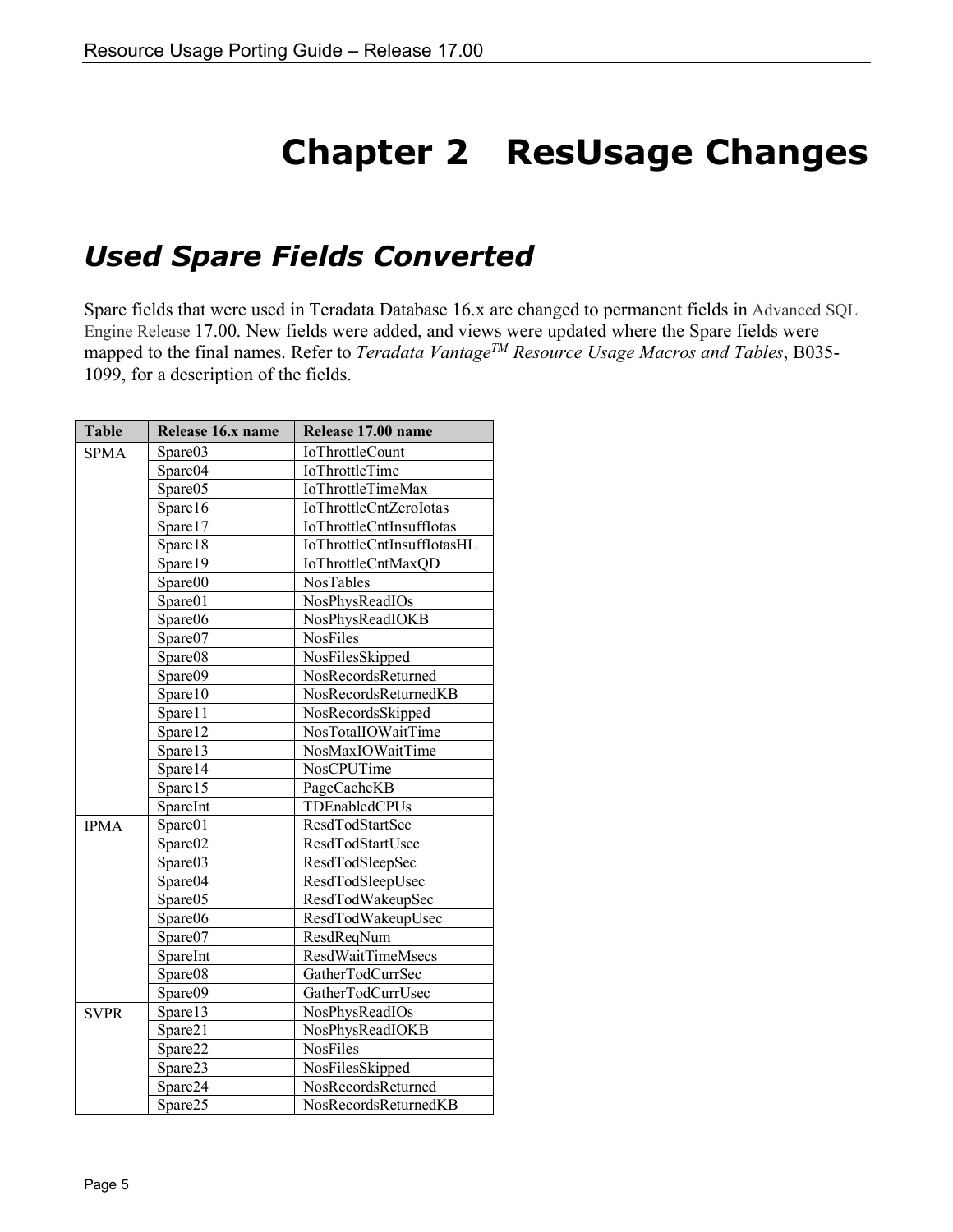# Chapter 2 ResUsage Changes

## *Used Spare Fields Converted*

Spare fields that were used in Teradata Database 16.x are changed to permanent fields in Advanced SQL Engine Release 17.00. New fields were added, and views were updated where the Spare fields were mapped to the final names. Refer to *Teradata Vantage™ Resource Usage Macros and Tables*, B035-1099, for a description of the fields.

| Table | Release 16.x name | Release 17.00 name |
|---|---|---|
| SPMA | Spare03 | IoThrottleCount |
| | Spare04 | IoThrottleTime |
| | Spare05 | IoThrottleTimeMax |
| | Spare16 | IoThrottleCntZeroIotas |
| | Spare17 | IoThrottleCntInsuffIotas |
| | Spare18 | IoThrottleCntInsuffIotasHL |
| | Spare19 | IoThrottleCntMaxQD |
| | Spare00 | NosTables |
| | Spare01 | NosPhysReadIOs |
| | Spare06 | NosPhysReadIOKB |
| | Spare07 | NosFiles |
| | Spare08 | NosFilesSkipped |
| | Spare09 | NosRecordsReturned |
| | Spare10 | NosRecordsReturnedKB |
| | Spare11 | NosRecordsSkipped |
| | Spare12 | NosTotalIOWaitTime |
| | Spare13 | NosMaxIOWaitTime |
| | Spare14 | NosCPUTime |
| | Spare15 | PageCacheKB |
| | SpareInt | TDEnabledCPUs |
| IPMA | Spare01 | ResdTodStartSec |
| | Spare02 | ResdTodStartUsec |
| | Spare03 | ResdTodSleepSec |
| | Spare04 | ResdTodSleepUsec |
| | Spare05 | ResdTodWakeupSec |
| | Spare06 | ResdTodWakeupUsec |
| | Spare07 | ResdReqNum |
| | SpareInt | ResdWaitTimeMsecs |
| | Spare08 | GatherTodCurrSec |
| | Spare09 | GatherTodCurrUsec |
| SVPR | Spare13 | NosPhysReadIOs |
| | Spare21 | NosPhysReadIOKB |
| | Spare22 | NosFiles |
| | Spare23 | NosFilesSkipped |
| | Spare24 | NosRecordsReturned |
| | Spare25 | NosRecordsReturnedKB |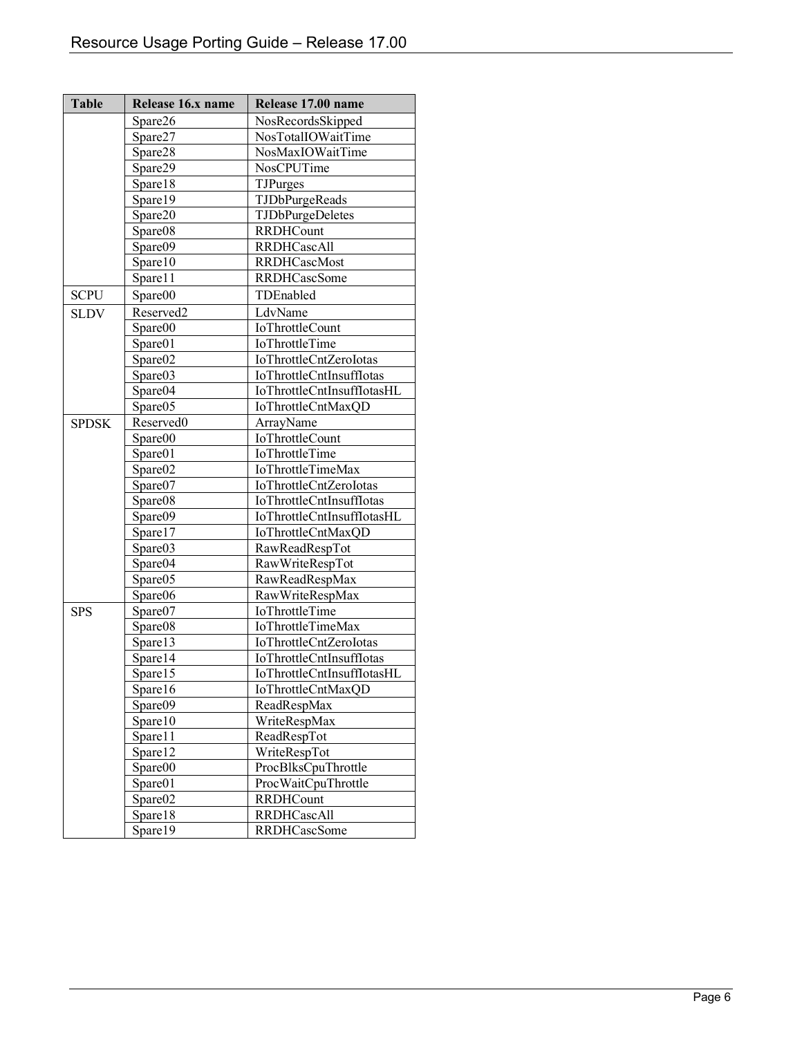| Table | Release 16.x name | Release 17.00 name |
|---|---|---|
| | Spare26 | NosRecordsSkipped |
| | Spare27 | NosTotalIOWaitTime |
| | Spare28 | NosMaxIOWaitTime |
| | Spare29 | NosCPUTime |
| | Spare18 | TJPurges |
| | Spare19 | TJDbPurgeReads |
| | Spare20 | TJDbPurgeDeletes |
| | Spare08 | RRDHCount |
| | Spare09 | RRDHCascAll |
| | Spare10 | RRDHCascMost |
| | Spare11 | RRDHCascSome |
| SCPU | Spare00 | TDEnabled |
| SLDV | Reserved2 | LdvName |
| | Spare00 | IoThrottleCount |
| | Spare01 | IoThrottleTime |
| | Spare02 | IoThrottleCntZeroIotas |
| | Spare03 | IoThrottleCntInsuffIotas |
| | Spare04 | IoThrottleCntInsuffIotasHL |
| | Spare05 | IoThrottleCntMaxQD |
| SPDSK | Reserved0 | ArrayName |
| | Spare00 | IoThrottleCount |
| | Spare01 | IoThrottleTime |
| | Spare02 | IoThrottleTimeMax |
| | Spare07 | IoThrottleCntZeroIotas |
| | Spare08 | IoThrottleCntInsuffIotas |
| | Spare09 | IoThrottleCntInsuffIotasHL |
| | Spare17 | IoThrottleCntMaxQD |
| | Spare03 | RawReadRespTot |
| | Spare04 | RawWriteRespTot |
| | Spare05 | RawReadRespMax |
| | Spare06 | RawWriteRespMax |
| SPS | Spare07 | IoThrottleTime |
| | Spare08 | IoThrottleTimeMax |
| | Spare13 | IoThrottleCntZeroIotas |
| | Spare14 | IoThrottleCntInsuffIotas |
| | Spare15 | IoThrottleCntInsuffIotasHL |
| | Spare16 | IoThrottleCntMaxQD |
| | Spare09 | ReadRespMax |
| | Spare10 | WriteRespMax |
| | Spare11 | ReadRespTot |
| | Spare12 | WriteRespTot |
| | Spare00 | ProcBlksCpuThrottle |
| | Spare01 | ProcWaitCpuThrottle |
| | Spare02 | RRDHCount |
| | Spare18 | RRDHCascAll |
| | Spare19 | RRDHCascSome |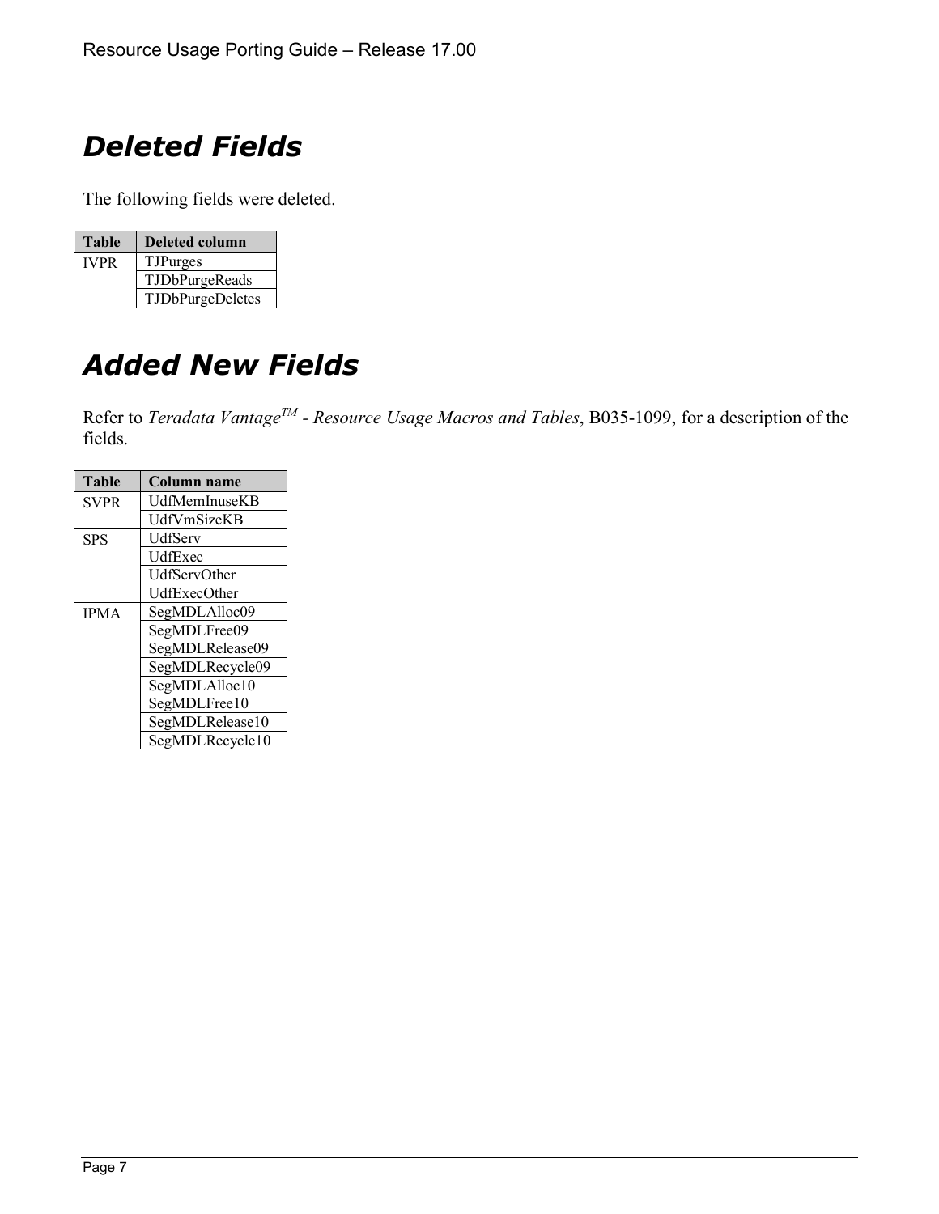# Deleted Fields

The following fields were deleted.

| Table | Deleted column |
|---|---|
| IVPR | TJPurges |
| | TJDbPurgeReads |
| | TJDbPurgeDeletes |

# Added New Fields

Refer to *Teradata Vantage™ - Resource Usage Macros and Tables*, B035-1099, for a description of the fields.

| Table | Column name |
|---|---|
| SVPR | UdfMemInuseKB |
| | UdfVmSizeKB |
| SPS | UdfServ |
| | UdfExec |
| | UdfServOther |
| | UdfExecOther |
| IPMA | SegMDLAlloc09 |
| | SegMDLFree09 |
| | SegMDLRelease09 |
| | SegMDLRecycle09 |
| | SegMDLAlloc10 |
| | SegMDLFree10 |
| | SegMDLRelease10 |
| | SegMDLRecycle10 |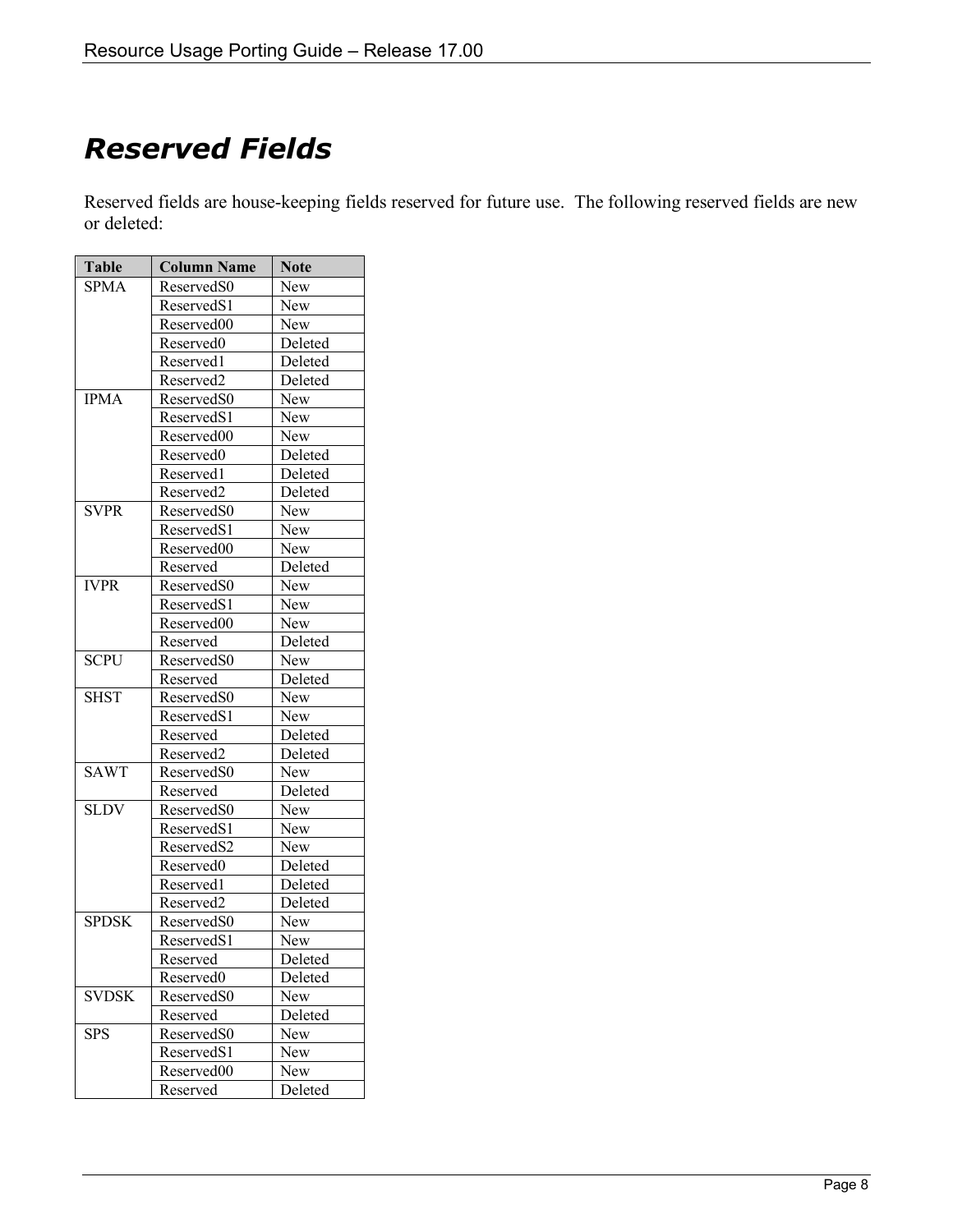# Reserved Fields

Reserved fields are house-keeping fields reserved for future use. The following reserved fields are new or deleted:

| Table | Column Name | Note |
|---|---|---|
| SPMA | ReservedS0 | New |
| | ReservedS1 | New |
| | Reserved00 | New |
| | Reserved0 | Deleted |
| | Reserved1 | Deleted |
| | Reserved2 | Deleted |
| IPMA | ReservedS0 | New |
| | ReservedS1 | New |
| | Reserved00 | New |
| | Reserved0 | Deleted |
| | Reserved1 | Deleted |
| | Reserved2 | Deleted |
| SVPR | ReservedS0 | New |
| | ReservedS1 | New |
| | Reserved00 | New |
| | Reserved | Deleted |
| IVPR | ReservedS0 | New |
| | ReservedS1 | New |
| | Reserved00 | New |
| | Reserved | Deleted |
| SCPU | ReservedS0 | New |
| | Reserved | Deleted |
| SHST | ReservedS0 | New |
| | ReservedS1 | New |
| | Reserved | Deleted |
| | Reserved2 | Deleted |
| SAWT | ReservedS0 | New |
| | Reserved | Deleted |
| SLDV | ReservedS0 | New |
| | ReservedS1 | New |
| | ReservedS2 | New |
| | Reserved0 | Deleted |
| | Reserved1 | Deleted |
| | Reserved2 | Deleted |
| SPDSK | ReservedS0 | New |
| | ReservedS1 | New |
| | Reserved | Deleted |
| | Reserved0 | Deleted |
| SVDSK | ReservedS0 | New |
| | Reserved | Deleted |
| SPS | ReservedS0 | New |
| | ReservedS1 | New |
| | Reserved00 | New |
| | Reserved | Deleted |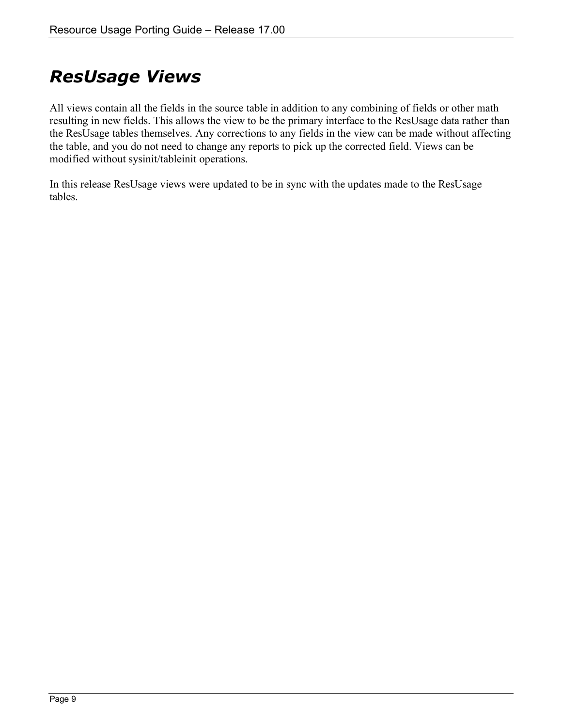# *ResUsage Views*

All views contain all the fields in the source table in addition to any combining of fields or other math resulting in new fields. This allows the view to be the primary interface to the ResUsage data rather than the ResUsage tables themselves. Any corrections to any fields in the view can be made without affecting the table, and you do not need to change any reports to pick up the corrected field. Views can be modified without sysinit/tableinit operations.

In this release ResUsage views were updated to be in sync with the updates made to the ResUsage tables.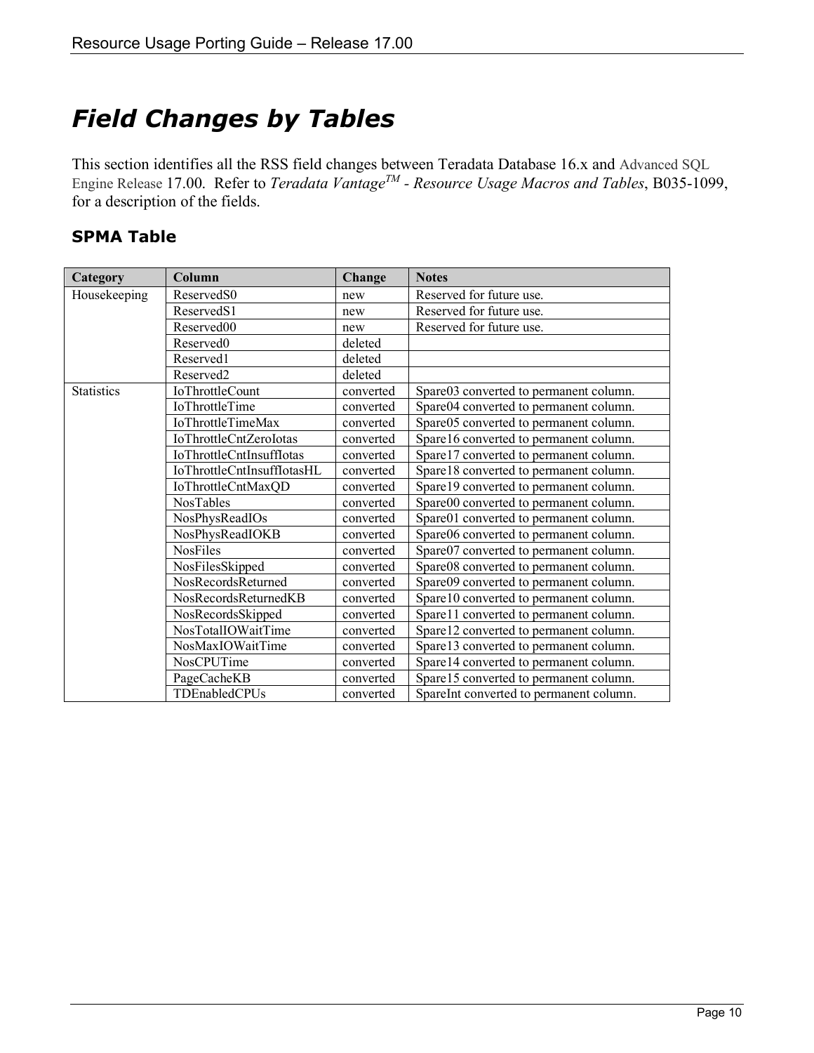# Field Changes by Tables

This section identifies all the RSS field changes between Teradata Database 16.x and Advanced SQL Engine Release 17.00. Refer to *Teradata Vantage™ - Resource Usage Macros and Tables*, B035-1099, for a description of the fields.

## SPMA Table

| Category | Column | Change | Notes |
|---|---|---|---|
| Housekeeping | ReservedS0 | new | Reserved for future use. |
| | ReservedS1 | new | Reserved for future use. |
| | Reserved00 | new | Reserved for future use. |
| | Reserved0 | deleted | |
| | Reserved1 | deleted | |
| | Reserved2 | deleted | |
| Statistics | IoThrottleCount | converted | Spare03 converted to permanent column. |
| | IoThrottleTime | converted | Spare04 converted to permanent column. |
| | IoThrottleTimeMax | converted | Spare05 converted to permanent column. |
| | IoThrottleCntZeroIotas | converted | Spare16 converted to permanent column. |
| | IoThrottleCntInsuffIotas | converted | Spare17 converted to permanent column. |
| | IoThrottleCntInsuffIotasHL | converted | Spare18 converted to permanent column. |
| | IoThrottleCntMaxQD | converted | Spare19 converted to permanent column. |
| | NosTables | converted | Spare00 converted to permanent column. |
| | NosPhysReadIOs | converted | Spare01 converted to permanent column. |
| | NosPhysReadIOKB | converted | Spare06 converted to permanent column. |
| | NosFiles | converted | Spare07 converted to permanent column. |
| | NosFilesSkipped | converted | Spare08 converted to permanent column. |
| | NosRecordsReturned | converted | Spare09 converted to permanent column. |
| | NosRecordsReturnedKB | converted | Spare10 converted to permanent column. |
| | NosRecordsSkipped | converted | Spare11 converted to permanent column. |
| | NosTotalIOWaitTime | converted | Spare12 converted to permanent column. |
| | NosMaxIOWaitTime | converted | Spare13 converted to permanent column. |
| | NosCPUTime | converted | Spare14 converted to permanent column. |
| | PageCacheKB | converted | Spare15 converted to permanent column. |
| | TDEnabledCPUs | converted | SpareInt converted to permanent column. |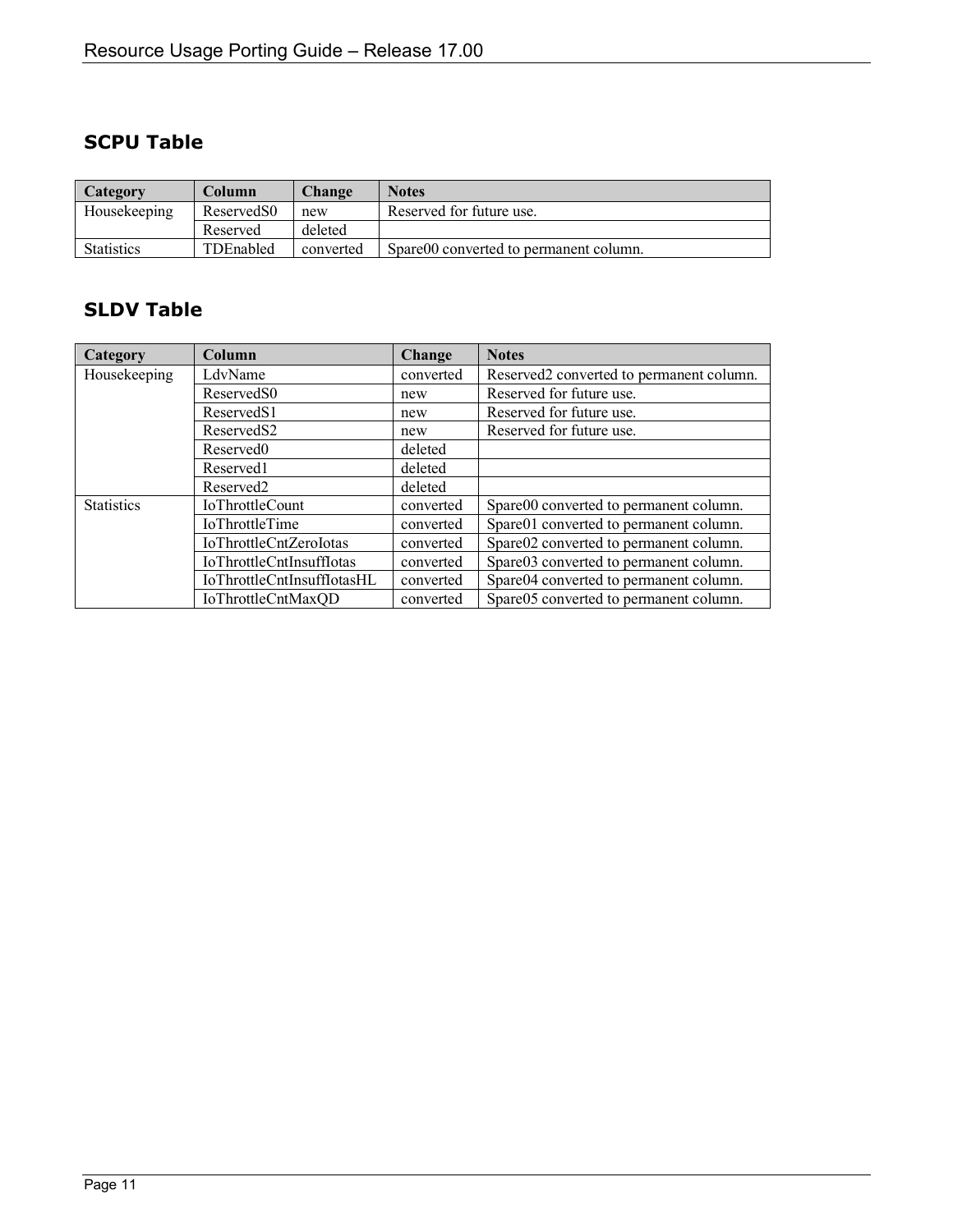## SCPU Table

| Category | Column | Change | Notes |
|---|---|---|---|
| Housekeeping | ReservedS0 | new | Reserved for future use. |
| | Reserved | deleted | |
| Statistics | TDEnabled | converted | Spare00 converted to permanent column. |

## SLDV Table

| Category | Column | Change | Notes |
|---|---|---|---|
| Housekeeping | LdvName | converted | Reserved2 converted to permanent column. |
| | ReservedS0 | new | Reserved for future use. |
| | ReservedS1 | new | Reserved for future use. |
| | ReservedS2 | new | Reserved for future use. |
| | Reserved0 | deleted | |
| | Reserved1 | deleted | |
| | Reserved2 | deleted | |
| Statistics | IoThrottleCount | converted | Spare00 converted to permanent column. |
| | IoThrottleTime | converted | Spare01 converted to permanent column. |
| | IoThrottleCntZeroIotas | converted | Spare02 converted to permanent column. |
| | IoThrottleCntInsuffIotas | converted | Spare03 converted to permanent column. |
| | IoThrottleCntInsuffIotasHL | converted | Spare04 converted to permanent column. |
| | IoThrottleCntMaxQD | converted | Spare05 converted to permanent column. |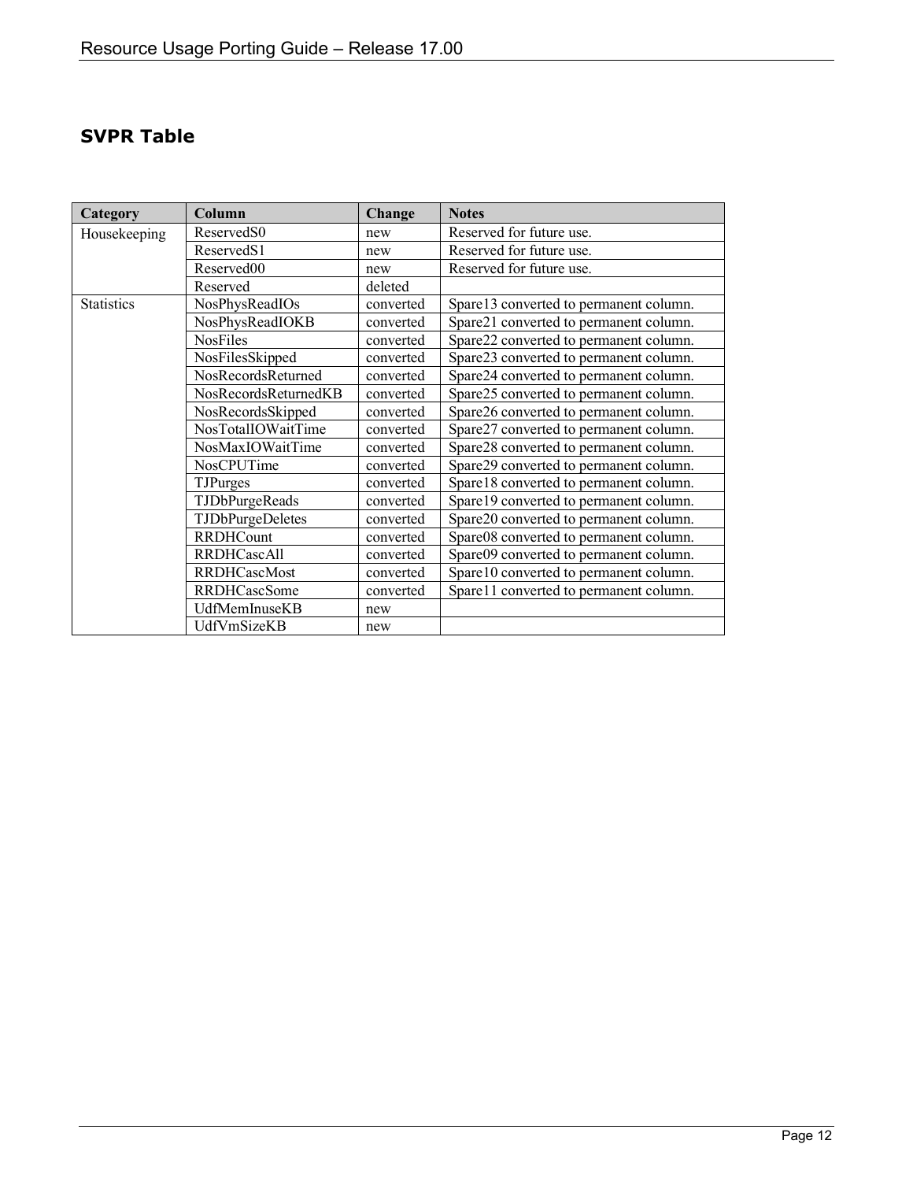## SVPR Table

| Category | Column | Change | Notes |
|---|---|---|---|
| Housekeeping | ReservedS0 | new | Reserved for future use. |
| | ReservedS1 | new | Reserved for future use. |
| | Reserved00 | new | Reserved for future use. |
| | Reserved | deleted | |
| Statistics | NosPhysReadIOs | converted | Spare13 converted to permanent column. |
| | NosPhysReadIOKB | converted | Spare21 converted to permanent column. |
| | NosFiles | converted | Spare22 converted to permanent column. |
| | NosFilesSkipped | converted | Spare23 converted to permanent column. |
| | NosRecordsReturned | converted | Spare24 converted to permanent column. |
| | NosRecordsReturnedKB | converted | Spare25 converted to permanent column. |
| | NosRecordsSkipped | converted | Spare26 converted to permanent column. |
| | NosTotalIOWaitTime | converted | Spare27 converted to permanent column. |
| | NosMaxIOWaitTime | converted | Spare28 converted to permanent column. |
| | NosCPUTime | converted | Spare29 converted to permanent column. |
| | TJPurges | converted | Spare18 converted to permanent column. |
| | TJDbPurgeReads | converted | Spare19 converted to permanent column. |
| | TJDbPurgeDeletes | converted | Spare20 converted to permanent column. |
| | RRDHCount | converted | Spare08 converted to permanent column. |
| | RRDHCascAll | converted | Spare09 converted to permanent column. |
| | RRDHCascMost | converted | Spare10 converted to permanent column. |
| | RRDHCascSome | converted | Spare11 converted to permanent column. |
| | UdfMemInuseKB | new | |
| | UdfVmSizeKB | new | |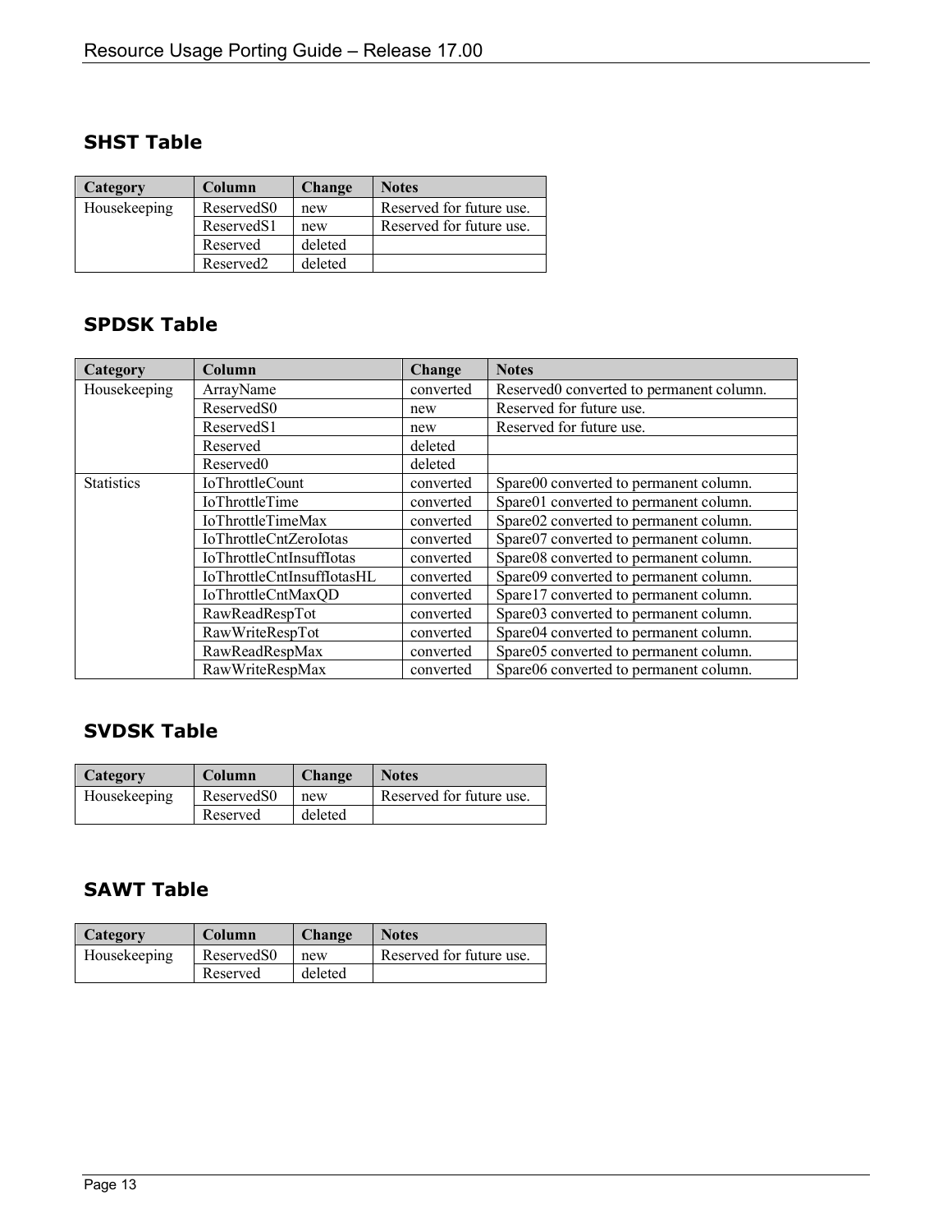## SHST Table

| Category | Column | Change | Notes |
|---|---|---|---|
| Housekeeping | ReservedS0 | new | Reserved for future use. |
| | ReservedS1 | new | Reserved for future use. |
| | Reserved | deleted | |
| | Reserved2 | deleted | |

## SPDSK Table

| Category | Column | Change | Notes |
|---|---|---|---|
| Housekeeping | ArrayName | converted | Reserved0 converted to permanent column. |
| | ReservedS0 | new | Reserved for future use. |
| | ReservedS1 | new | Reserved for future use. |
| | Reserved | deleted | |
| | Reserved0 | deleted | |
| Statistics | IoThrottleCount | converted | Spare00 converted to permanent column. |
| | IoThrottleTime | converted | Spare01 converted to permanent column. |
| | IoThrottleTimeMax | converted | Spare02 converted to permanent column. |
| | IoThrottleCntZeroIotas | converted | Spare07 converted to permanent column. |
| | IoThrottleCntInsuffIotas | converted | Spare08 converted to permanent column. |
| | IoThrottleCntInsuffIotasHL | converted | Spare09 converted to permanent column. |
| | IoThrottleCntMaxQD | converted | Spare17 converted to permanent column. |
| | RawReadRespTot | converted | Spare03 converted to permanent column. |
| | RawWriteRespTot | converted | Spare04 converted to permanent column. |
| | RawReadRespMax | converted | Spare05 converted to permanent column. |
| | RawWriteRespMax | converted | Spare06 converted to permanent column. |

## SVDSK Table

| Category | Column | Change | Notes |
|---|---|---|---|
| Housekeeping | ReservedS0 | new | Reserved for future use. |
| | Reserved | deleted | |

## SAWT Table

| Category | Column | Change | Notes |
|---|---|---|---|
| Housekeeping | ReservedS0 | new | Reserved for future use. |
| | Reserved | deleted | |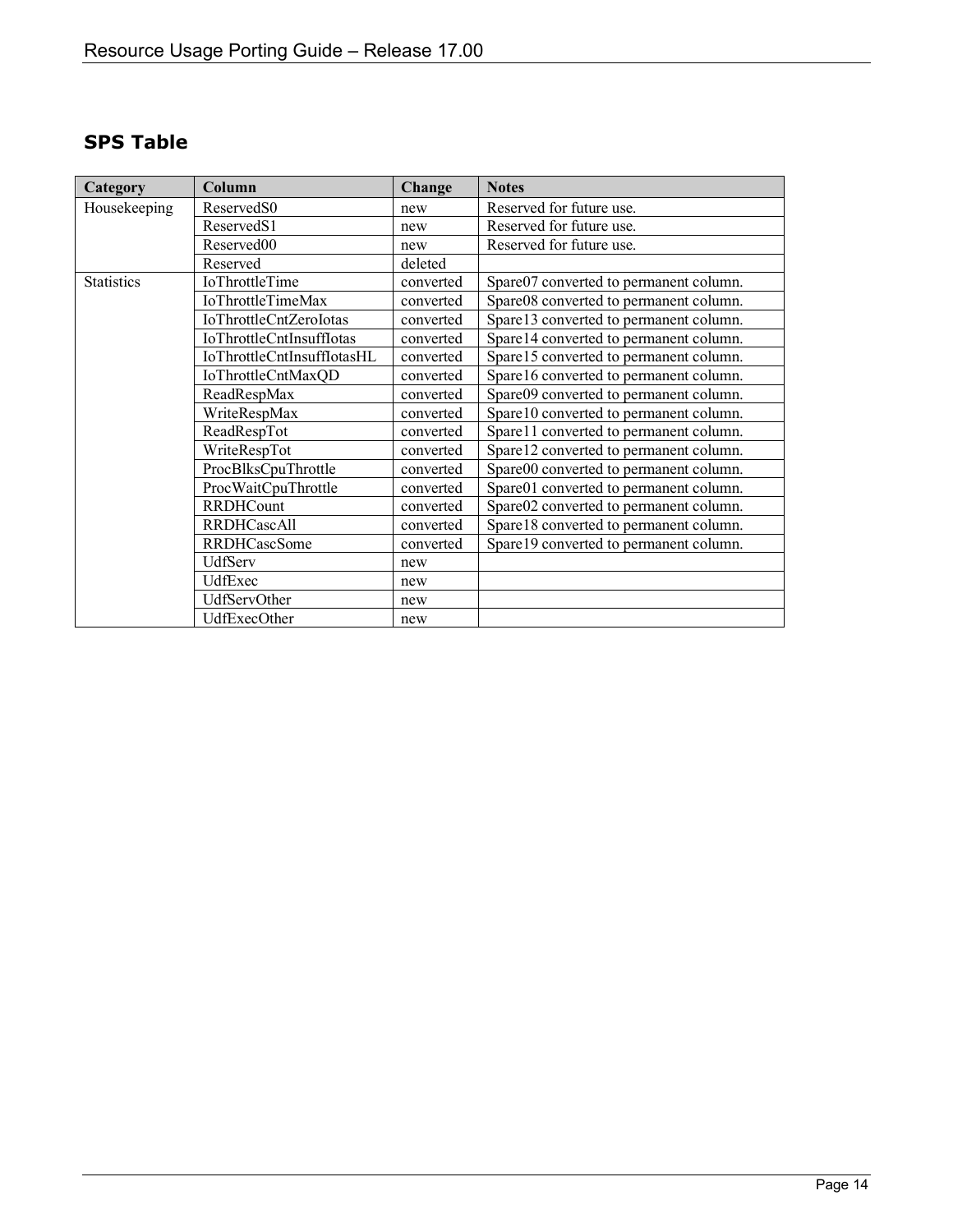## SPS Table

| Category | Column | Change | Notes |
|---|---|---|---|
| Housekeeping | ReservedS0 | new | Reserved for future use. |
| | ReservedS1 | new | Reserved for future use. |
| | Reserved00 | new | Reserved for future use. |
| | Reserved | deleted | |
| Statistics | IoThrottleTime | converted | Spare07 converted to permanent column. |
| | IoThrottleTimeMax | converted | Spare08 converted to permanent column. |
| | IoThrottleCntZeroIotas | converted | Spare13 converted to permanent column. |
| | IoThrottleCntInsuffIotas | converted | Spare14 converted to permanent column. |
| | IoThrottleCntInsuffIotasHL | converted | Spare15 converted to permanent column. |
| | IoThrottleCntMaxQD | converted | Spare16 converted to permanent column. |
| | ReadRespMax | converted | Spare09 converted to permanent column. |
| | WriteRespMax | converted | Spare10 converted to permanent column. |
| | ReadRespTot | converted | Spare11 converted to permanent column. |
| | WriteRespTot | converted | Spare12 converted to permanent column. |
| | ProcBlksCpuThrottle | converted | Spare00 converted to permanent column. |
| | ProcWaitCpuThrottle | converted | Spare01 converted to permanent column. |
| | RRDHCount | converted | Spare02 converted to permanent column. |
| | RRDHCascAll | converted | Spare18 converted to permanent column. |
| | RRDHCascSome | converted | Spare19 converted to permanent column. |
| | UdfServ | new | |
| | UdfExec | new | |
| | UdfServOther | new | |
| | UdfExecOther | new | |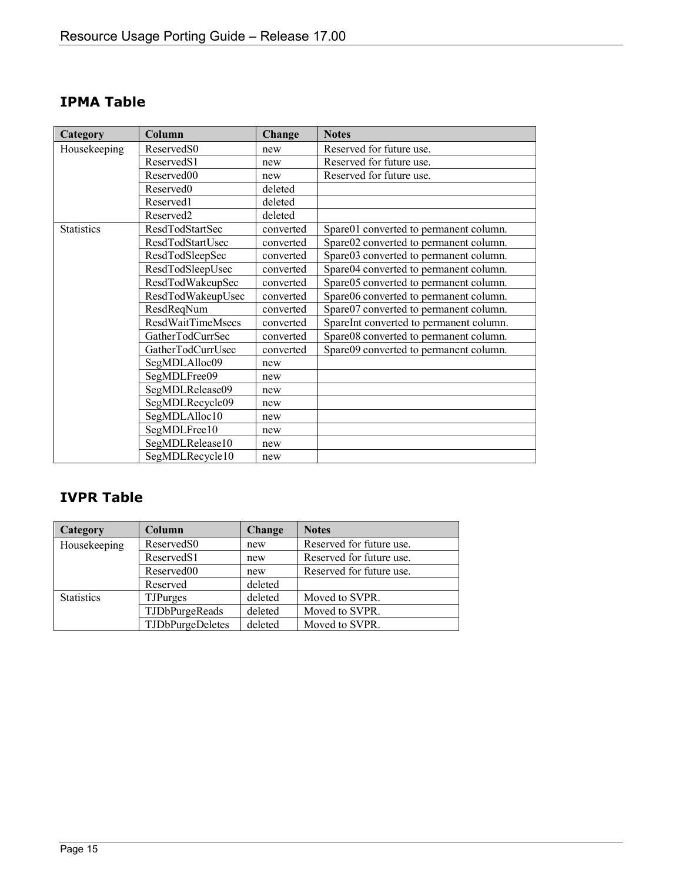## IPMA Table

| Category | Column | Change | Notes |
|---|---|---|---|
| Housekeeping | ReservedS0 | new | Reserved for future use. |
| | ReservedS1 | new | Reserved for future use. |
| | Reserved00 | new | Reserved for future use. |
| | Reserved0 | deleted | |
| | Reserved1 | deleted | |
| | Reserved2 | deleted | |
| Statistics | ResdTodStartSec | converted | Spare01 converted to permanent column. |
| | ResdTodStartUsec | converted | Spare02 converted to permanent column. |
| | ResdTodSleepSec | converted | Spare03 converted to permanent column. |
| | ResdTodSleepUsec | converted | Spare04 converted to permanent column. |
| | ResdTodWakeupSec | converted | Spare05 converted to permanent column. |
| | ResdTodWakeupUsec | converted | Spare06 converted to permanent column. |
| | ResdReqNum | converted | Spare07 converted to permanent column. |
| | ResdWaitTimeMsecs | converted | SpareInt converted to permanent column. |
| | GatherTodCurrSec | converted | Spare08 converted to permanent column. |
| | GatherTodCurrUsec | converted | Spare09 converted to permanent column. |
| | SegMDLAlloc09 | new | |
| | SegMDLFree09 | new | |
| | SegMDLRelease09 | new | |
| | SegMDLRecycle09 | new | |
| | SegMDLAlloc10 | new | |
| | SegMDLFree10 | new | |
| | SegMDLRelease10 | new | |
| | SegMDLRecycle10 | new | |

## IVPR Table

| Category | Column | Change | Notes |
|---|---|---|---|
| Housekeeping | ReservedS0 | new | Reserved for future use. |
| | ReservedS1 | new | Reserved for future use. |
| | Reserved00 | new | Reserved for future use. |
| | Reserved | deleted | |
| Statistics | TJPurges | deleted | Moved to SVPR. |
| | TJDbPurgeReads | deleted | Moved to SVPR. |
| | TJDbPurgeDeletes | deleted | Moved to SVPR. |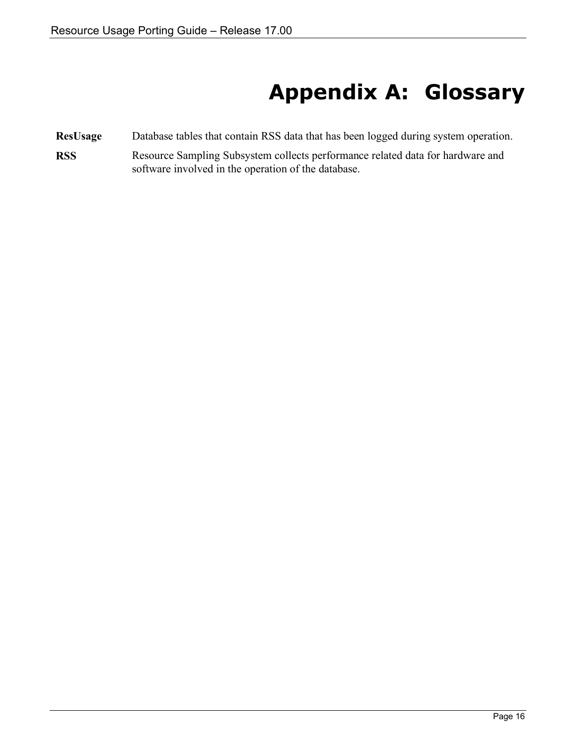# Appendix A: Glossary

**ResUsage** Database tables that contain RSS data that has been logged during system operation.

**RSS** Resource Sampling Subsystem collects performance related data for hardware and software involved in the operation of the database.